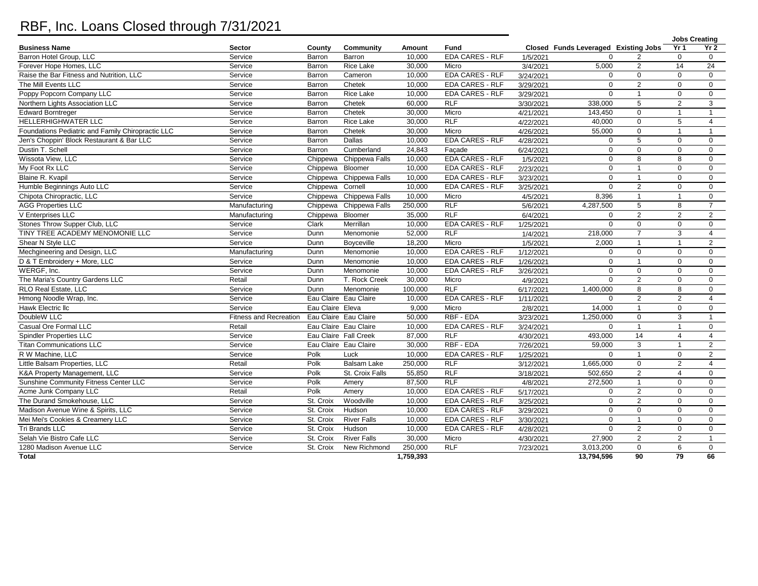# RBF, Inc. Loans Closed through 7/31/2021

| Business Name | Sector | County | Community | Amount | Fund | Closed | Funds Leveraged | Existing Jobs | Jobs Creating Yr 1 | Jobs Creating Yr 2 |
|---|---|---|---|---|---|---|---|---|---|---|
| Barron Hotel Group, LLC | Service | Barron | Barron | 10,000 | EDA CARES - RLF | 1/5/2021 | 0 | 2 | 0 | 0 |
| Forever Hope Homes, LLC | Service | Barron | Rice Lake | 30,000 | Micro | 3/4/2021 | 5,000 | 2 | 14 | 24 |
| Raise the Bar Fitness and Nutrition, LLC | Service | Barron | Cameron | 10,000 | EDA CARES - RLF | 3/24/2021 | 0 | 0 | 0 | 0 |
| The Mill Events LLC | Service | Barron | Chetek | 10,000 | EDA CARES - RLF | 3/29/2021 | 0 | 2 | 0 | 0 |
| Poppy Popcorn Company LLC | Service | Barron | Rice Lake | 10,000 | EDA CARES - RLF | 3/29/2021 | 0 | 1 | 0 | 0 |
| Northern Lights Association LLC | Service | Barron | Chetek | 60,000 | RLF | 3/30/2021 | 338,000 | 5 | 2 | 3 |
| Edward Borntreger | Service | Barron | Chetek | 30,000 | Micro | 4/21/2021 | 143,450 | 0 | 1 | 1 |
| HELLERHIGHWATER LLC | Service | Barron | Rice Lake | 30,000 | RLF | 4/22/2021 | 40,000 | 0 | 5 | 4 |
| Foundations Pediatric and Family Chiropractic LLC | Service | Barron | Chetek | 30,000 | Micro | 4/26/2021 | 55,000 | 0 | 1 | 1 |
| Jen's Choppin' Block Restaurant & Bar LLC | Service | Barron | Dallas | 10,000 | EDA CARES - RLF | 4/28/2021 | 0 | 5 | 0 | 0 |
| Dustin T. Schell | Service | Barron | Cumberland | 24,843 | Façade | 6/24/2021 | 0 | 0 | 0 | 0 |
| Wissota View, LLC | Service | Chippewa | Chippewa Falls | 10,000 | EDA CARES - RLF | 1/5/2021 | 0 | 8 | 8 | 0 |
| My Foot Rx LLC | Service | Chippewa | Bloomer | 10,000 | EDA CARES - RLF | 2/23/2021 | 0 | 1 | 0 | 0 |
| Blaine R. Kvapil | Service | Chippewa | Chippewa Falls | 10,000 | EDA CARES - RLF | 3/23/2021 | 0 | 1 | 0 | 0 |
| Humble Beginnings Auto LLC | Service | Chippewa | Cornell | 10,000 | EDA CARES - RLF | 3/25/2021 | 0 | 2 | 0 | 0 |
| Chipota Chiropractic, LLC | Service | Chippewa | Chippewa Falls | 10,000 | Micro | 4/5/2021 | 8,396 | 1 | 1 | 0 |
| AGG Properties LLC | Manufacturing | Chippewa | Chippewa Falls | 250,000 | RLF | 5/6/2021 | 4,287,500 | 5 | 8 | 7 |
| V Enterprises LLC | Manufacturing | Chippewa | Bloomer | 35,000 | RLF | 6/4/2021 | 0 | 2 | 2 | 2 |
| Stones Throw Supper Club, LLC | Service | Clark | Merrillan | 10,000 | EDA CARES - RLF | 1/25/2021 | 0 | 0 | 0 | 0 |
| TINY TREE ACADEMY MENOMONIE LLC | Service | Dunn | Menomonie | 52,000 | RLF | 1/4/2021 | 218,000 | 7 | 3 | 4 |
| Shear N Style LLC | Service | Dunn | Boyceville | 18,200 | Micro | 1/5/2021 | 2,000 | 1 | 1 | 2 |
| Mechgineering and Design, LLC | Manufacturing | Dunn | Menomonie | 10,000 | EDA CARES - RLF | 1/12/2021 | 0 | 0 | 0 | 0 |
| D & T Embroidery + More, LLC | Service | Dunn | Menomonie | 10,000 | EDA CARES - RLF | 1/26/2021 | 0 | 1 | 0 | 0 |
| WERGF, Inc. | Service | Dunn | Menomonie | 10,000 | EDA CARES - RLF | 3/26/2021 | 0 | 0 | 0 | 0 |
| The Maria's Country Gardens LLC | Retail | Dunn | T. Rock Creek | 30,000 | Micro | 4/9/2021 | 0 | 2 | 0 | 0 |
| RLO Real Estate, LLC | Service | Dunn | Menomonie | 100,000 | RLF | 6/17/2021 | 1,400,000 | 8 | 8 | 0 |
| Hmong Noodle Wrap, Inc. | Service | Eau Claire | Eau Claire | 10,000 | EDA CARES - RLF | 1/11/2021 | 0 | 2 | 2 | 4 |
| Hawk Electric llc | Service | Eau Claire | Eleva | 9,000 | Micro | 2/8/2021 | 14,000 | 1 | 0 | 0 |
| DoubleW LLC | Fitness and Recreation | Eau Claire | Eau Claire | 50,000 | RBF - EDA | 3/23/2021 | 1,250,000 | 0 | 3 | 1 |
| Casual Ore Formal LLC | Retail | Eau Claire | Eau Claire | 10,000 | EDA CARES - RLF | 3/24/2021 | 0 | 1 | 1 | 0 |
| Spindler Properties LLC | Service | Eau Claire | Fall Creek | 87,000 | RLF | 4/30/2021 | 493,000 | 14 | 4 | 4 |
| Titan Communications LLC | Service | Eau Claire | Eau Claire | 30,000 | RBF - EDA | 7/26/2021 | 59,000 | 3 | 1 | 2 |
| R W Machine, LLC | Service | Polk | Luck | 10,000 | EDA CARES - RLF | 1/25/2021 | 0 | 1 | 0 | 2 |
| Little Balsam Properties, LLC | Retail | Polk | Balsam Lake | 250,000 | RLF | 3/12/2021 | 1,665,000 | 0 | 2 | 4 |
| K&A Property Management, LLC | Service | Polk | St. Croix Falls | 55,850 | RLF | 3/18/2021 | 502,650 | 2 | 4 | 0 |
| Sunshine Community Fitness Center LLC | Service | Polk | Amery | 87,500 | RLF | 4/8/2021 | 272,500 | 1 | 0 | 0 |
| Acme Junk Company LLC | Retail | Polk | Amery | 10,000 | EDA CARES - RLF | 5/17/2021 | 0 | 2 | 0 | 0 |
| The Durand Smokehouse, LLC | Service | St. Croix | Woodville | 10,000 | EDA CARES - RLF | 3/25/2021 | 0 | 2 | 0 | 0 |
| Madison Avenue Wine & Spirits, LLC | Service | St. Croix | Hudson | 10,000 | EDA CARES - RLF | 3/29/2021 | 0 | 0 | 0 | 0 |
| Mei Mei's Cookies & Creamery LLC | Service | St. Croix | River Falls | 10,000 | EDA CARES - RLF | 3/30/2021 | 0 | 1 | 0 | 0 |
| Tri Brands LLC | Service | St. Croix | Hudson | 10,000 | EDA CARES - RLF | 4/28/2021 | 0 | 2 | 0 | 0 |
| Selah Vie Bistro Cafe LLC | Service | St. Croix | River Falls | 30,000 | Micro | 4/30/2021 | 27,900 | 2 | 2 | 1 |
| 1280 Madison Avenue LLC | Service | St. Croix | New Richmond | 250,000 | RLF | 7/23/2021 | 3,013,200 | 0 | 6 | 0 |
| **Total** | | | | **1,759,393** | | | **13,794,596** | **90** | **79** | **66** |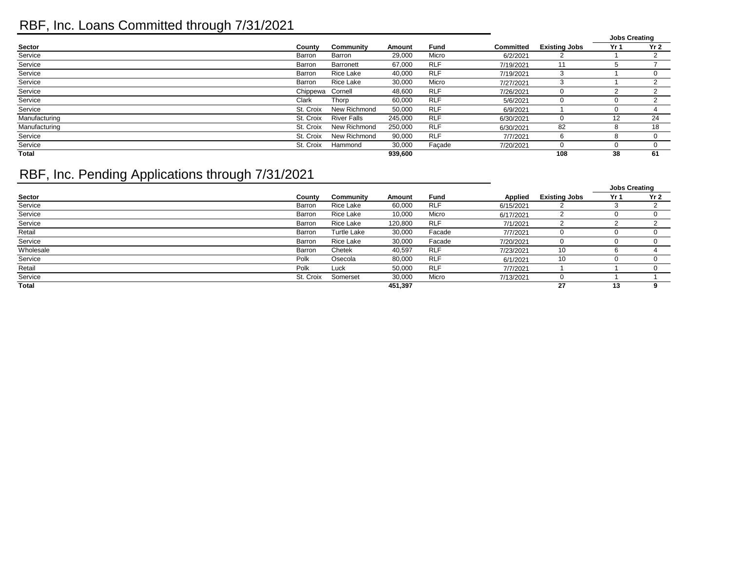# RBF, Inc. Loans Committed through 7/31/2021

| Sector | County | Community | Amount | Fund | Committed | Existing Jobs | Jobs Creating Yr 1 | Jobs Creating Yr 2 |
|---|---|---|---|---|---|---|---|---|
| Service | Barron | Barron | 29,000 | Micro | 6/2/2021 | 2 | 1 | 2 |
| Service | Barron | Barronett | 67,000 | RLF | 7/19/2021 | 11 | 5 | 7 |
| Service | Barron | Rice Lake | 40,000 | RLF | 7/19/2021 | 3 | 1 | 0 |
| Service | Barron | Rice Lake | 30,000 | Micro | 7/27/2021 | 3 | 1 | 2 |
| Service | Chippewa | Cornell | 48,600 | RLF | 7/26/2021 | 0 | 2 | 2 |
| Service | Clark | Thorp | 60,000 | RLF | 5/6/2021 | 0 | 0 | 2 |
| Service | St. Croix | New Richmond | 50,000 | RLF | 6/9/2021 | 1 | 0 | 4 |
| Manufacturing | St. Croix | River Falls | 245,000 | RLF | 6/30/2021 | 0 | 12 | 24 |
| Manufacturing | St. Croix | New Richmond | 250,000 | RLF | 6/30/2021 | 82 | 8 | 18 |
| Service | St. Croix | New Richmond | 90,000 | RLF | 7/7/2021 | 6 | 8 | 0 |
| Service | St. Croix | Hammond | 30,000 | Façade | 7/20/2021 | 0 | 0 | 0 |
| **Total** | | | **939,600** | | | **108** | **38** | **61** |

# RBF, Inc. Pending Applications through 7/31/2021

| Sector | County | Community | Amount | Fund | Applied | Existing Jobs | Jobs Creating Yr 1 | Jobs Creating Yr 2 |
|---|---|---|---|---|---|---|---|---|
| Service | Barron | Rice Lake | 60,000 | RLF | 6/15/2021 | 2 | 3 | 2 |
| Service | Barron | Rice Lake | 10,000 | Micro | 6/17/2021 | 2 | 0 | 0 |
| Service | Barron | Rice Lake | 120,800 | RLF | 7/1/2021 | 2 | 2 | 2 |
| Retail | Barron | Turtle Lake | 30,000 | Facade | 7/7/2021 | 0 | 0 | 0 |
| Service | Barron | Rice Lake | 30,000 | Facade | 7/20/2021 | 0 | 0 | 0 |
| Wholesale | Barron | Chetek | 40,597 | RLF | 7/23/2021 | 10 | 6 | 4 |
| Service | Polk | Osecola | 80,000 | RLF | 6/1/2021 | 10 | 0 | 0 |
| Retail | Polk | Luck | 50,000 | RLF | 7/7/2021 | 1 | 1 | 0 |
| Service | St. Croix | Somerset | 30,000 | Micro | 7/13/2021 | 0 | 1 | 1 |
| **Total** | | | **451,397** | | | **27** | **13** | **9** |